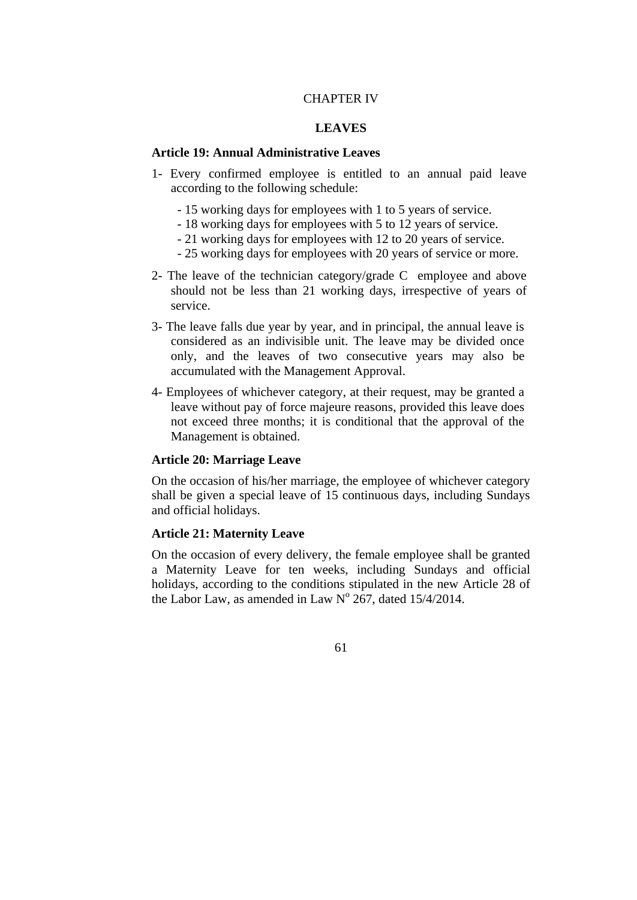# CHAPTER IV

## LEAVES

### Article 19: Annual Administrative Leaves

1- Every confirmed employee is entitled to an annual paid leave according to the following schedule:

- 15 working days for employees with 1 to 5 years of service.
- 18 working days for employees with 5 to 12 years of service.
- 21 working days for employees with 12 to 20 years of service.
- 25 working days for employees with 20 years of service or more.

2- The leave of the technician category/grade C employee and above should not be less than 21 working days, irrespective of years of service.

3- The leave falls due year by year, and in principal, the annual leave is considered as an indivisible unit. The leave may be divided once only, and the leaves of two consecutive years may also be accumulated with the Management Approval.

4- Employees of whichever category, at their request, may be granted a leave without pay of force majeure reasons, provided this leave does not exceed three months; it is conditional that the approval of the Management is obtained.

### Article 20: Marriage Leave

On the occasion of his/her marriage, the employee of whichever category shall be given a special leave of 15 continuous days, including Sundays and official holidays.

### Article 21: Maternity Leave

On the occasion of every delivery, the female employee shall be granted a Maternity Leave for ten weeks, including Sundays and official holidays, according to the conditions stipulated in the new Article 28 of the Labor Law, as amended in Law N° 267, dated 15/4/2014.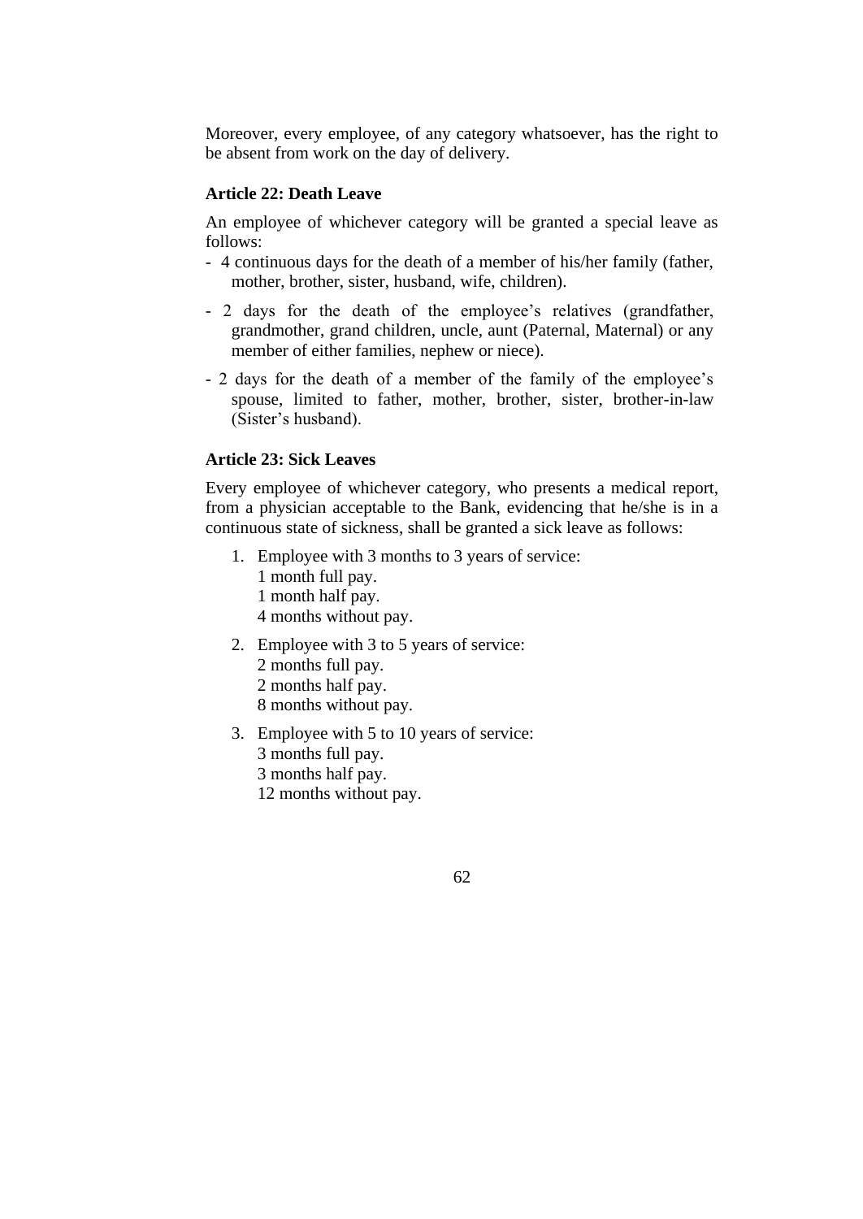Moreover, every employee, of any category whatsoever, has the right to be absent from work on the day of delivery.

**Article 22: Death Leave**

An employee of whichever category will be granted a special leave as follows:

- 4 continuous days for the death of a member of his/her family (father, mother, brother, sister, husband, wife, children).
- 2 days for the death of the employee's relatives (grandfather, grandmother, grand children, uncle, aunt (Paternal, Maternal) or any member of either families, nephew or niece).
- 2 days for the death of a member of the family of the employee's spouse, limited to father, mother, brother, sister, brother-in-law (Sister's husband).

**Article 23: Sick Leaves**

Every employee of whichever category, who presents a medical report, from a physician acceptable to the Bank, evidencing that he/she is in a continuous state of sickness, shall be granted a sick leave as follows:

1. Employee with 3 months to 3 years of service:
   1 month full pay.
   1 month half pay.
   4 months without pay.
2. Employee with 3 to 5 years of service:
   2 months full pay.
   2 months half pay.
   8 months without pay.
3. Employee with 5 to 10 years of service:
   3 months full pay.
   3 months half pay.
   12 months without pay.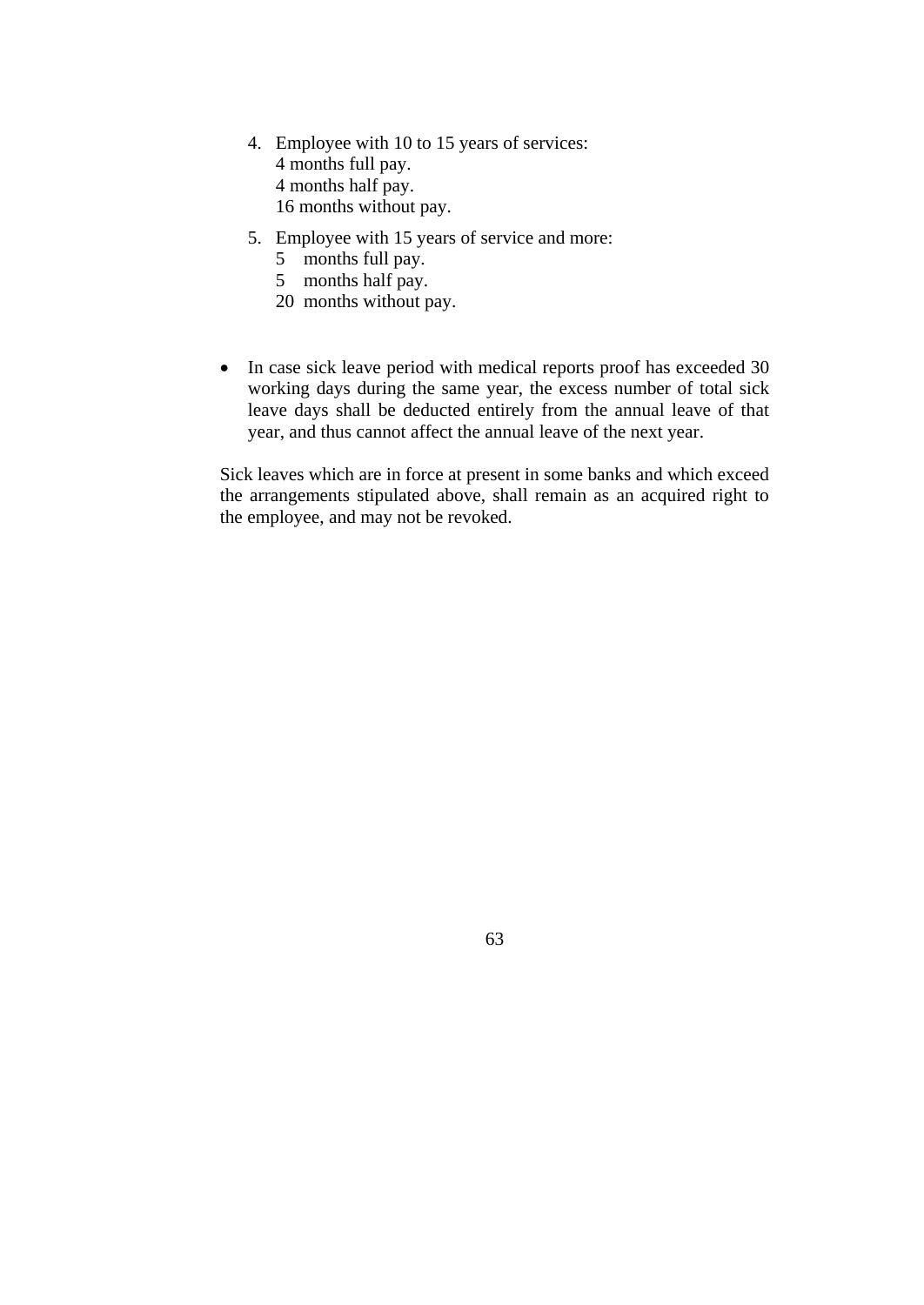4. Employee with 10 to 15 years of services:
   4 months full pay.
   4 months half pay.
   16 months without pay.

5. Employee with 15 years of service and more:
   5 months full pay.
   5 months half pay.
   20 months without pay.

- In case sick leave period with medical reports proof has exceeded 30 working days during the same year, the excess number of total sick leave days shall be deducted entirely from the annual leave of that year, and thus cannot affect the annual leave of the next year.

Sick leaves which are in force at present in some banks and which exceed the arrangements stipulated above, shall remain as an acquired right to the employee, and may not be revoked.